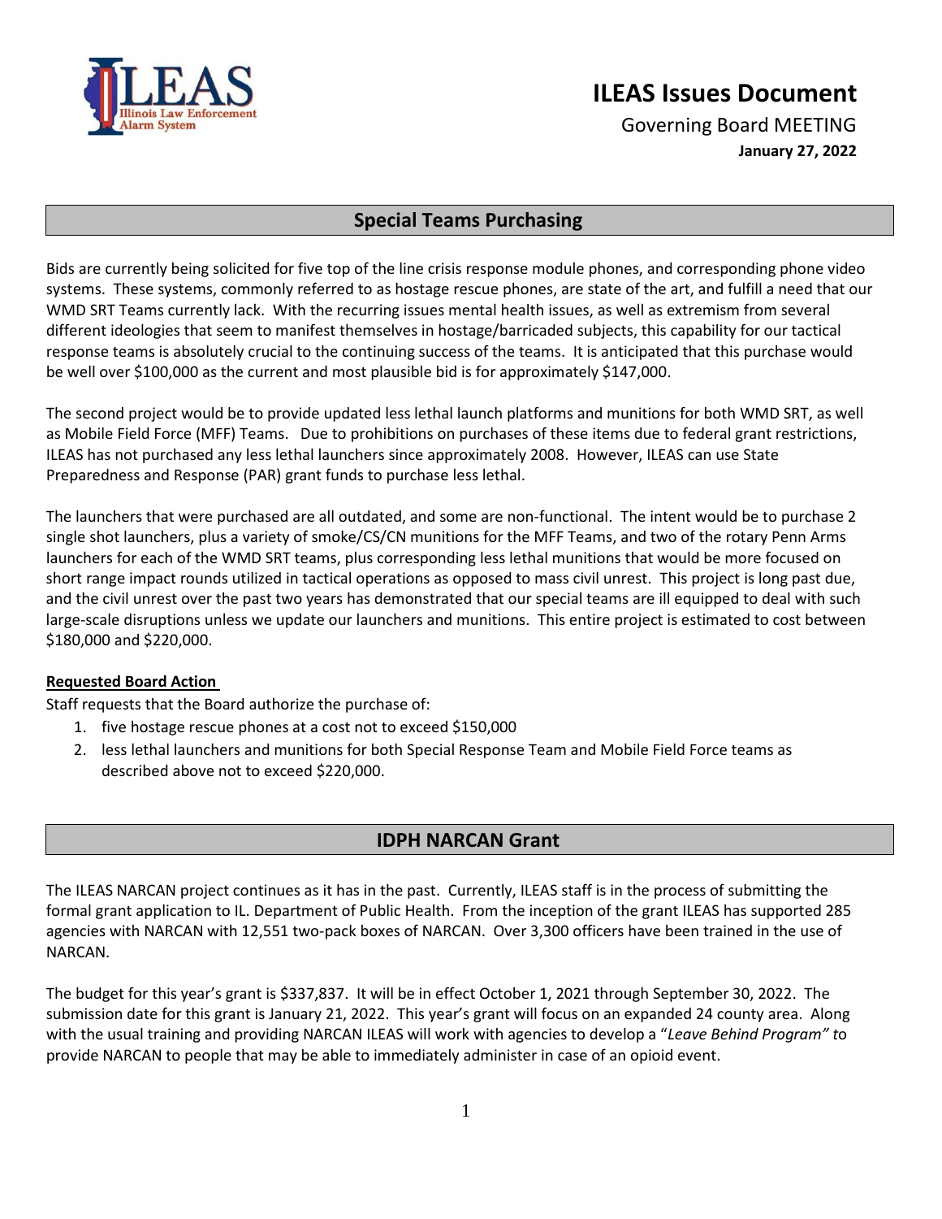# ILEAS Issues Document

Governing Board MEETING

**January 27, 2022**

## Special Teams Purchasing

Bids are currently being solicited for five top of the line crisis response module phones, and corresponding phone video systems. These systems, commonly referred to as hostage rescue phones, are state of the art, and fulfill a need that our WMD SRT Teams currently lack. With the recurring issues mental health issues, as well as extremism from several different ideologies that seem to manifest themselves in hostage/barricaded subjects, this capability for our tactical response teams is absolutely crucial to the continuing success of the teams. It is anticipated that this purchase would be well over $100,000 as the current and most plausible bid is for approximately $147,000.

The second project would be to provide updated less lethal launch platforms and munitions for both WMD SRT, as well as Mobile Field Force (MFF) Teams. Due to prohibitions on purchases of these items due to federal grant restrictions, ILEAS has not purchased any less lethal launchers since approximately 2008. However, ILEAS can use State Preparedness and Response (PAR) grant funds to purchase less lethal.

The launchers that were purchased are all outdated, and some are non-functional. The intent would be to purchase 2 single shot launchers, plus a variety of smoke/CS/CN munitions for the MFF Teams, and two of the rotary Penn Arms launchers for each of the WMD SRT teams, plus corresponding less lethal munitions that would be more focused on short range impact rounds utilized in tactical operations as opposed to mass civil unrest. This project is long past due, and the civil unrest over the past two years has demonstrated that our special teams are ill equipped to deal with such large-scale disruptions unless we update our launchers and munitions. This entire project is estimated to cost between $180,000 and $220,000.

**Requested Board Action**

Staff requests that the Board authorize the purchase of:

1. five hostage rescue phones at a cost not to exceed $150,000
2. less lethal launchers and munitions for both Special Response Team and Mobile Field Force teams as described above not to exceed $220,000.

## IDPH NARCAN Grant

The ILEAS NARCAN project continues as it has in the past. Currently, ILEAS staff is in the process of submitting the formal grant application to IL. Department of Public Health. From the inception of the grant ILEAS has supported 285 agencies with NARCAN with 12,551 two-pack boxes of NARCAN. Over 3,300 officers have been trained in the use of NARCAN.

The budget for this year's grant is $337,837. It will be in effect October 1, 2021 through September 30, 2022. The submission date for this grant is January 21, 2022. This year's grant will focus on an expanded 24 county area. Along with the usual training and providing NARCAN ILEAS will work with agencies to develop a "*Leave Behind Program" t*o provide NARCAN to people that may be able to immediately administer in case of an opioid event.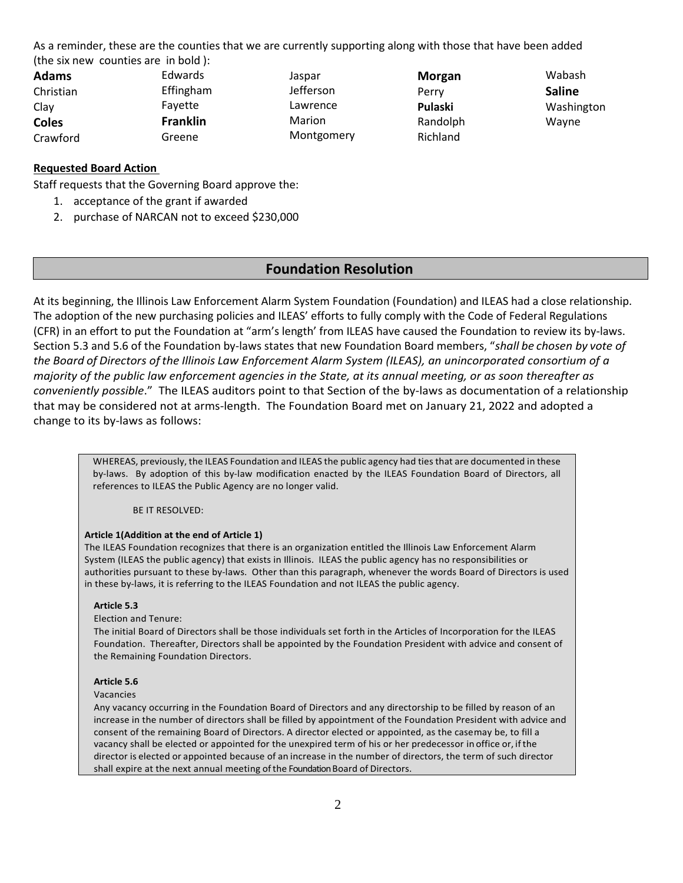As a reminder, these are the counties that we are currently supporting along with those that have been added (the six new counties are in bold ):

| | | | | |
|---|---|---|---|---|
| **Adams** | Edwards | Jaspar | **Morgan** | Wabash |
| Christian | Effingham | Jefferson | Perry | **Saline** |
| Clay | Fayette | Lawrence | **Pulaski** | Washington |
| **Coles** | **Franklin** | Marion | Randolph | Wayne |
| Crawford | Greene | Montgomery | Richland | |

**Requested Board Action**

Staff requests that the Governing Board approve the:

1. acceptance of the grant if awarded
2. purchase of NARCAN not to exceed $230,000

## Foundation Resolution

At its beginning, the Illinois Law Enforcement Alarm System Foundation (Foundation) and ILEAS had a close relationship. The adoption of the new purchasing policies and ILEAS' efforts to fully comply with the Code of Federal Regulations (CFR) in an effort to put the Foundation at "arm's length' from ILEAS have caused the Foundation to review its by-laws. Section 5.3 and 5.6 of the Foundation by-laws states that new Foundation Board members, "*shall be chosen by vote of the Board of Directors of the Illinois Law Enforcement Alarm System (ILEAS), an unincorporated consortium of a majority of the public law enforcement agencies in the State, at its annual meeting, or as soon thereafter as conveniently possible*." The ILEAS auditors point to that Section of the by-laws as documentation of a relationship that may be considered not at arms-length. The Foundation Board met on January 21, 2022 and adopted a change to its by-laws as follows:

> WHEREAS, previously, the ILEAS Foundation and ILEAS the public agency had ties that are documented in these by-laws. By adoption of this by-law modification enacted by the ILEAS Foundation Board of Directors, all references to ILEAS the Public Agency are no longer valid.
>
> BE IT RESOLVED:
>
> **Article 1(Addition at the end of Article 1)**
> The ILEAS Foundation recognizes that there is an organization entitled the Illinois Law Enforcement Alarm System (ILEAS the public agency) that exists in Illinois. ILEAS the public agency has no responsibilities or authorities pursuant to these by-laws. Other than this paragraph, whenever the words Board of Directors is used in these by-laws, it is referring to the ILEAS Foundation and not ILEAS the public agency.
>
> **Article 5.3**
> Election and Tenure:
> The initial Board of Directors shall be those individuals set forth in the Articles of Incorporation for the ILEAS Foundation. Thereafter, Directors shall be appointed by the Foundation President with advice and consent of the Remaining Foundation Directors.
>
> **Article 5.6**
> Vacancies
> Any vacancy occurring in the Foundation Board of Directors and any directorship to be filled by reason of an increase in the number of directors shall be filled by appointment of the Foundation President with advice and consent of the remaining Board of Directors. A director elected or appointed, as the case may be, to fill a vacancy shall be elected or appointed for the unexpired term of his or her predecessor in office or, if the director is elected or appointed because of an increase in the number of directors, the term of such director shall expire at the next annual meeting of the Foundation Board of Directors.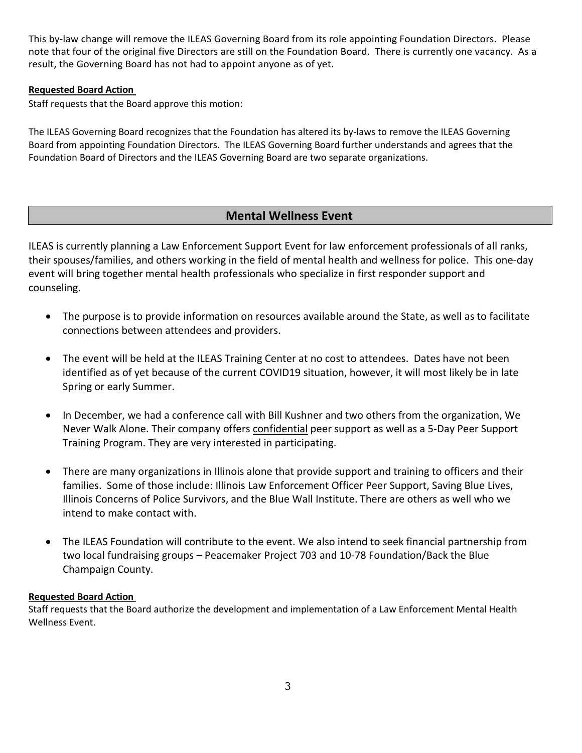This by-law change will remove the ILEAS Governing Board from its role appointing Foundation Directors. Please note that four of the original five Directors are still on the Foundation Board. There is currently one vacancy. As a result, the Governing Board has not had to appoint anyone as of yet.

**Requested Board Action**

Staff requests that the Board approve this motion:

The ILEAS Governing Board recognizes that the Foundation has altered its by-laws to remove the ILEAS Governing Board from appointing Foundation Directors. The ILEAS Governing Board further understands and agrees that the Foundation Board of Directors and the ILEAS Governing Board are two separate organizations.

## Mental Wellness Event

ILEAS is currently planning a Law Enforcement Support Event for law enforcement professionals of all ranks, their spouses/families, and others working in the field of mental health and wellness for police. This one-day event will bring together mental health professionals who specialize in first responder support and counseling.

- The purpose is to provide information on resources available around the State, as well as to facilitate connections between attendees and providers.
- The event will be held at the ILEAS Training Center at no cost to attendees. Dates have not been identified as of yet because of the current COVID19 situation, however, it will most likely be in late Spring or early Summer.
- In December, we had a conference call with Bill Kushner and two others from the organization, We Never Walk Alone. Their company offers confidential peer support as well as a 5-Day Peer Support Training Program. They are very interested in participating.
- There are many organizations in Illinois alone that provide support and training to officers and their families. Some of those include: Illinois Law Enforcement Officer Peer Support, Saving Blue Lives, Illinois Concerns of Police Survivors, and the Blue Wall Institute. There are others as well who we intend to make contact with.
- The ILEAS Foundation will contribute to the event. We also intend to seek financial partnership from two local fundraising groups – Peacemaker Project 703 and 10-78 Foundation/Back the Blue Champaign County.

**Requested Board Action**

Staff requests that the Board authorize the development and implementation of a Law Enforcement Mental Health Wellness Event.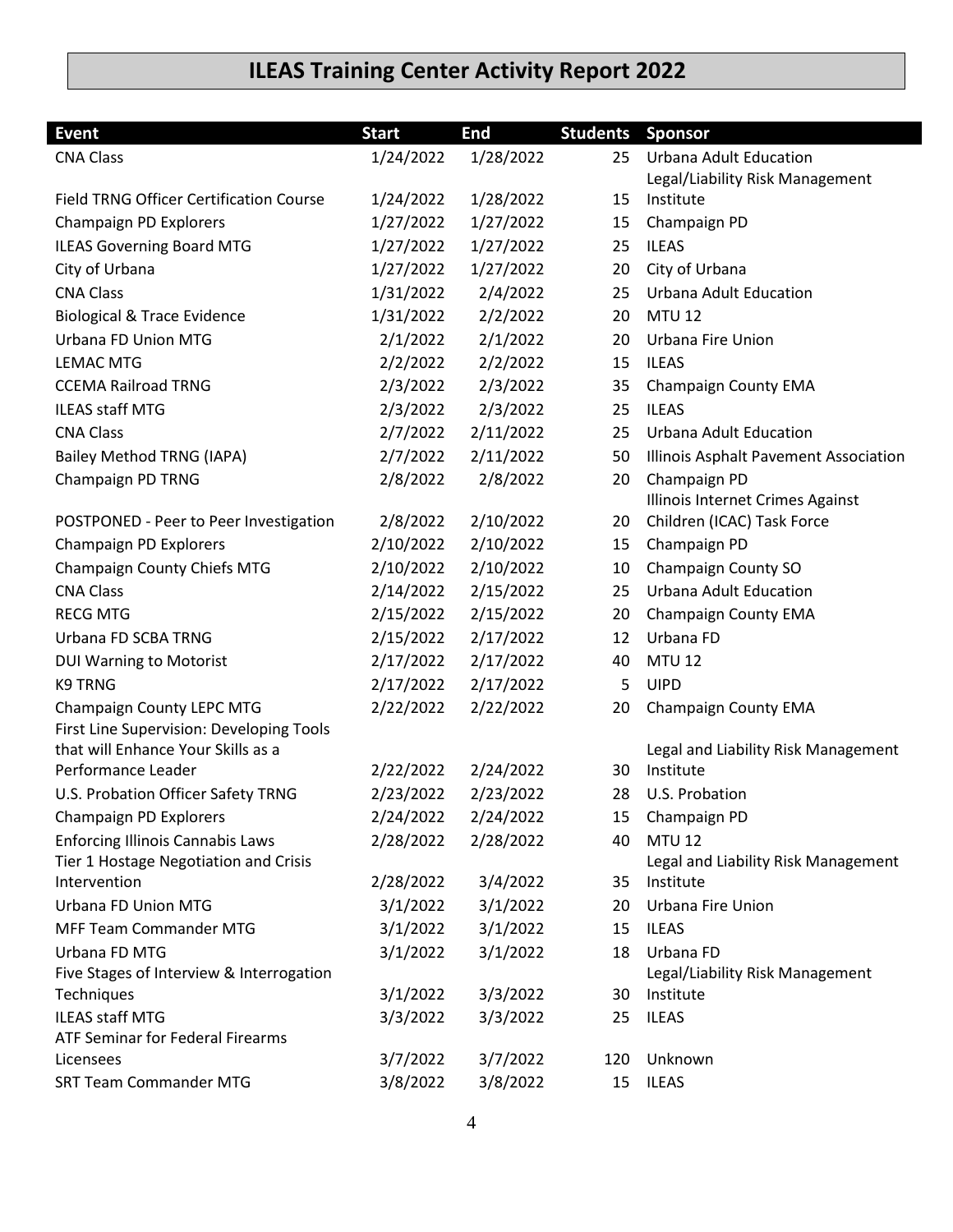# ILEAS Training Center Activity Report 2022

| Event | Start | End | Students | Sponsor |
|---|---|---|---|---|
| CNA Class | 1/24/2022 | 1/28/2022 | 25 | Urbana Adult Education |
| Field TRNG Officer Certification Course | 1/24/2022 | 1/28/2022 | 15 | Legal/Liability Risk Management Institute |
| Champaign PD Explorers | 1/27/2022 | 1/27/2022 | 15 | Champaign PD |
| ILEAS Governing Board MTG | 1/27/2022 | 1/27/2022 | 25 | ILEAS |
| City of Urbana | 1/27/2022 | 1/27/2022 | 20 | City of Urbana |
| CNA Class | 1/31/2022 | 2/4/2022 | 25 | Urbana Adult Education |
| Biological & Trace Evidence | 1/31/2022 | 2/2/2022 | 20 | MTU 12 |
| Urbana FD Union MTG | 2/1/2022 | 2/1/2022 | 20 | Urbana Fire Union |
| LEMAC MTG | 2/2/2022 | 2/2/2022 | 15 | ILEAS |
| CCEMA Railroad TRNG | 2/3/2022 | 2/3/2022 | 35 | Champaign County EMA |
| ILEAS staff MTG | 2/3/2022 | 2/3/2022 | 25 | ILEAS |
| CNA Class | 2/7/2022 | 2/11/2022 | 25 | Urbana Adult Education |
| Bailey Method TRNG (IAPA) | 2/7/2022 | 2/11/2022 | 50 | Illinois Asphalt Pavement Association |
| Champaign PD TRNG | 2/8/2022 | 2/8/2022 | 20 | Champaign PD |
| POSTPONED - Peer to Peer Investigation | 2/8/2022 | 2/10/2022 | 20 | Illinois Internet Crimes Against Children (ICAC) Task Force |
| Champaign PD Explorers | 2/10/2022 | 2/10/2022 | 15 | Champaign PD |
| Champaign County Chiefs MTG | 2/10/2022 | 2/10/2022 | 10 | Champaign County SO |
| CNA Class | 2/14/2022 | 2/15/2022 | 25 | Urbana Adult Education |
| RECG MTG | 2/15/2022 | 2/15/2022 | 20 | Champaign County EMA |
| Urbana FD SCBA TRNG | 2/15/2022 | 2/17/2022 | 12 | Urbana FD |
| DUI Warning to Motorist | 2/17/2022 | 2/17/2022 | 40 | MTU 12 |
| K9 TRNG | 2/17/2022 | 2/17/2022 | 5 | UIPD |
| Champaign County LEPC MTG | 2/22/2022 | 2/22/2022 | 20 | Champaign County EMA |
| First Line Supervision: Developing Tools that will Enhance Your Skills as a Performance Leader | 2/22/2022 | 2/24/2022 | 30 | Legal and Liability Risk Management Institute |
| U.S. Probation Officer Safety TRNG | 2/23/2022 | 2/23/2022 | 28 | U.S. Probation |
| Champaign PD Explorers | 2/24/2022 | 2/24/2022 | 15 | Champaign PD |
| Enforcing Illinois Cannabis Laws | 2/28/2022 | 2/28/2022 | 40 | MTU 12 |
| Tier 1 Hostage Negotiation and Crisis Intervention | 2/28/2022 | 3/4/2022 | 35 | Legal and Liability Risk Management Institute |
| Urbana FD Union MTG | 3/1/2022 | 3/1/2022 | 20 | Urbana Fire Union |
| MFF Team Commander MTG | 3/1/2022 | 3/1/2022 | 15 | ILEAS |
| Urbana FD MTG | 3/1/2022 | 3/1/2022 | 18 | Urbana FD |
| Five Stages of Interview & Interrogation Techniques | 3/1/2022 | 3/3/2022 | 30 | Legal/Liability Risk Management Institute |
| ILEAS staff MTG | 3/3/2022 | 3/3/2022 | 25 | ILEAS |
| ATF Seminar for Federal Firearms Licensees | 3/7/2022 | 3/7/2022 | 120 | Unknown |
| SRT Team Commander MTG | 3/8/2022 | 3/8/2022 | 15 | ILEAS |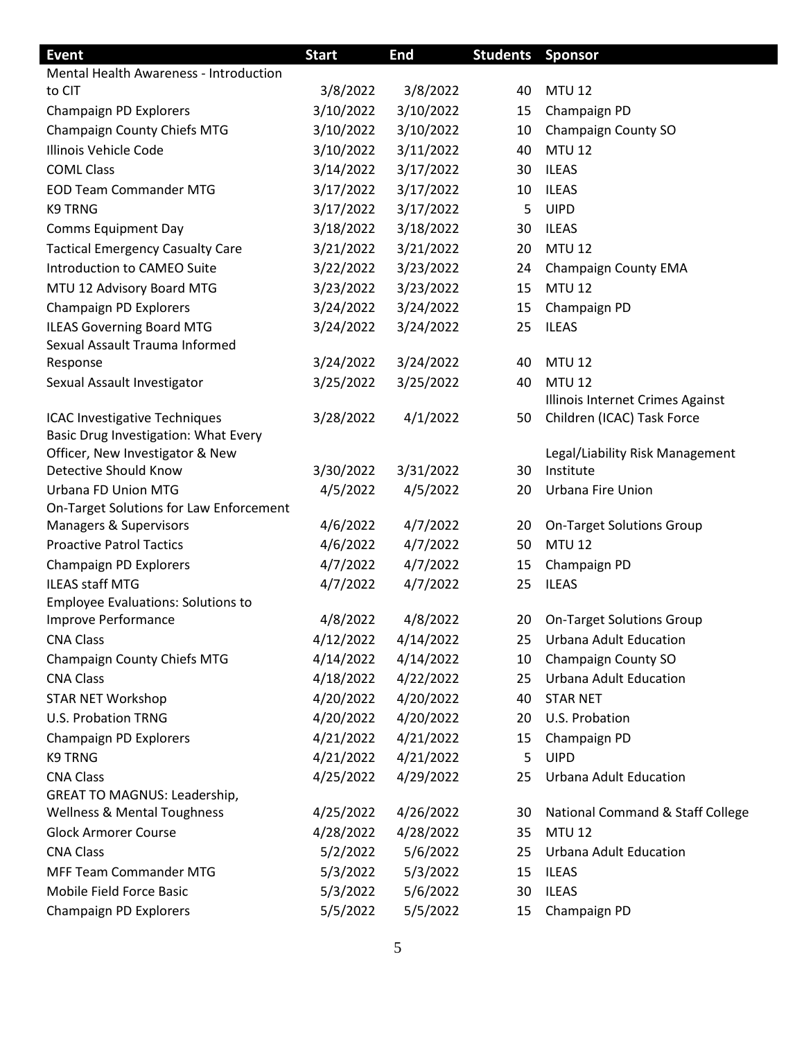| Event | Start | End | Students | Sponsor |
|---|---|---|---|---|
| Mental Health Awareness - Introduction to CIT | 3/8/2022 | 3/8/2022 | 40 | MTU 12 |
| Champaign PD Explorers | 3/10/2022 | 3/10/2022 | 15 | Champaign PD |
| Champaign County Chiefs MTG | 3/10/2022 | 3/10/2022 | 10 | Champaign County SO |
| Illinois Vehicle Code | 3/10/2022 | 3/11/2022 | 40 | MTU 12 |
| COML Class | 3/14/2022 | 3/17/2022 | 30 | ILEAS |
| EOD Team Commander MTG | 3/17/2022 | 3/17/2022 | 10 | ILEAS |
| K9 TRNG | 3/17/2022 | 3/17/2022 | 5 | UIPD |
| Comms Equipment Day | 3/18/2022 | 3/18/2022 | 30 | ILEAS |
| Tactical Emergency Casualty Care | 3/21/2022 | 3/21/2022 | 20 | MTU 12 |
| Introduction to CAMEO Suite | 3/22/2022 | 3/23/2022 | 24 | Champaign County EMA |
| MTU 12 Advisory Board MTG | 3/23/2022 | 3/23/2022 | 15 | MTU 12 |
| Champaign PD Explorers | 3/24/2022 | 3/24/2022 | 15 | Champaign PD |
| ILEAS Governing Board MTG | 3/24/2022 | 3/24/2022 | 25 | ILEAS |
| Sexual Assault Trauma Informed Response | 3/24/2022 | 3/24/2022 | 40 | MTU 12 |
| Sexual Assault Investigator | 3/25/2022 | 3/25/2022 | 40 | MTU 12 |
| ICAC Investigative Techniques | 3/28/2022 | 4/1/2022 | 50 | Illinois Internet Crimes Against Children (ICAC) Task Force |
| Basic Drug Investigation: What Every Officer, New Investigator & New Detective Should Know | 3/30/2022 | 3/31/2022 | 30 | Legal/Liability Risk Management Institute |
| Urbana FD Union MTG | 4/5/2022 | 4/5/2022 | 20 | Urbana Fire Union |
| On-Target Solutions for Law Enforcement Managers & Supervisors | 4/6/2022 | 4/7/2022 | 20 | On-Target Solutions Group |
| Proactive Patrol Tactics | 4/6/2022 | 4/7/2022 | 50 | MTU 12 |
| Champaign PD Explorers | 4/7/2022 | 4/7/2022 | 15 | Champaign PD |
| ILEAS staff MTG | 4/7/2022 | 4/7/2022 | 25 | ILEAS |
| Employee Evaluations: Solutions to Improve Performance | 4/8/2022 | 4/8/2022 | 20 | On-Target Solutions Group |
| CNA Class | 4/12/2022 | 4/14/2022 | 25 | Urbana Adult Education |
| Champaign County Chiefs MTG | 4/14/2022 | 4/14/2022 | 10 | Champaign County SO |
| CNA Class | 4/18/2022 | 4/22/2022 | 25 | Urbana Adult Education |
| STAR NET Workshop | 4/20/2022 | 4/20/2022 | 40 | STAR NET |
| U.S. Probation TRNG | 4/20/2022 | 4/20/2022 | 20 | U.S. Probation |
| Champaign PD Explorers | 4/21/2022 | 4/21/2022 | 15 | Champaign PD |
| K9 TRNG | 4/21/2022 | 4/21/2022 | 5 | UIPD |
| CNA Class | 4/25/2022 | 4/29/2022 | 25 | Urbana Adult Education |
| GREAT TO MAGNUS: Leadership, Wellness & Mental Toughness | 4/25/2022 | 4/26/2022 | 30 | National Command & Staff College |
| Glock Armorer Course | 4/28/2022 | 4/28/2022 | 35 | MTU 12 |
| CNA Class | 5/2/2022 | 5/6/2022 | 25 | Urbana Adult Education |
| MFF Team Commander MTG | 5/3/2022 | 5/3/2022 | 15 | ILEAS |
| Mobile Field Force Basic | 5/3/2022 | 5/6/2022 | 30 | ILEAS |
| Champaign PD Explorers | 5/5/2022 | 5/5/2022 | 15 | Champaign PD |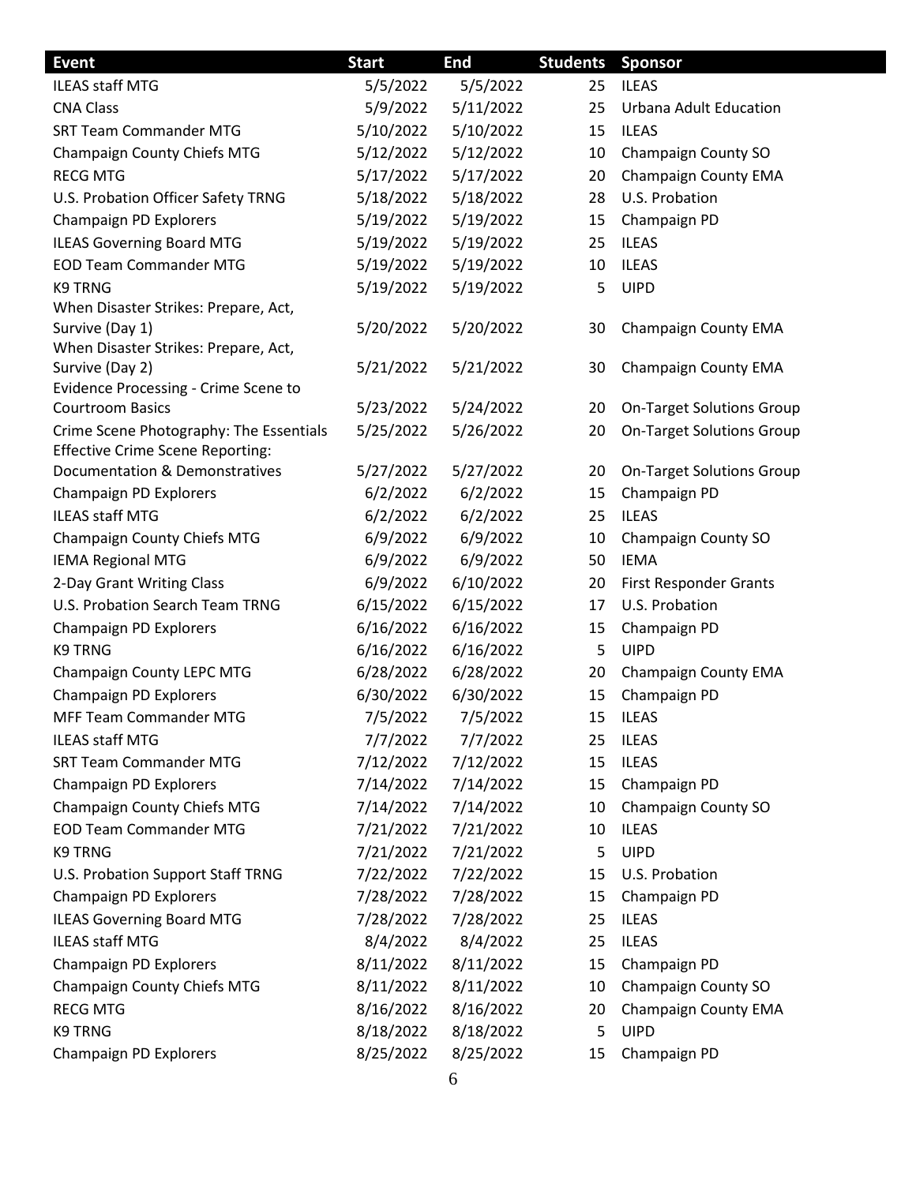| Event | Start | End | Students | Sponsor |
|---|---|---|---|---|
| ILEAS staff MTG | 5/5/2022 | 5/5/2022 | 25 | ILEAS |
| CNA Class | 5/9/2022 | 5/11/2022 | 25 | Urbana Adult Education |
| SRT Team Commander MTG | 5/10/2022 | 5/10/2022 | 15 | ILEAS |
| Champaign County Chiefs MTG | 5/12/2022 | 5/12/2022 | 10 | Champaign County SO |
| RECG MTG | 5/17/2022 | 5/17/2022 | 20 | Champaign County EMA |
| U.S. Probation Officer Safety TRNG | 5/18/2022 | 5/18/2022 | 28 | U.S. Probation |
| Champaign PD Explorers | 5/19/2022 | 5/19/2022 | 15 | Champaign PD |
| ILEAS Governing Board MTG | 5/19/2022 | 5/19/2022 | 25 | ILEAS |
| EOD Team Commander MTG | 5/19/2022 | 5/19/2022 | 10 | ILEAS |
| K9 TRNG | 5/19/2022 | 5/19/2022 | 5 | UIPD |
| When Disaster Strikes: Prepare, Act, Survive (Day 1) | 5/20/2022 | 5/20/2022 | 30 | Champaign County EMA |
| When Disaster Strikes: Prepare, Act, Survive (Day 2) | 5/21/2022 | 5/21/2022 | 30 | Champaign County EMA |
| Evidence Processing - Crime Scene to Courtroom Basics | 5/23/2022 | 5/24/2022 | 20 | On-Target Solutions Group |
| Crime Scene Photography: The Essentials | 5/25/2022 | 5/26/2022 | 20 | On-Target Solutions Group |
| Effective Crime Scene Reporting: Documentation & Demonstratives | 5/27/2022 | 5/27/2022 | 20 | On-Target Solutions Group |
| Champaign PD Explorers | 6/2/2022 | 6/2/2022 | 15 | Champaign PD |
| ILEAS staff MTG | 6/2/2022 | 6/2/2022 | 25 | ILEAS |
| Champaign County Chiefs MTG | 6/9/2022 | 6/9/2022 | 10 | Champaign County SO |
| IEMA Regional MTG | 6/9/2022 | 6/9/2022 | 50 | IEMA |
| 2-Day Grant Writing Class | 6/9/2022 | 6/10/2022 | 20 | First Responder Grants |
| U.S. Probation Search Team TRNG | 6/15/2022 | 6/15/2022 | 17 | U.S. Probation |
| Champaign PD Explorers | 6/16/2022 | 6/16/2022 | 15 | Champaign PD |
| K9 TRNG | 6/16/2022 | 6/16/2022 | 5 | UIPD |
| Champaign County LEPC MTG | 6/28/2022 | 6/28/2022 | 20 | Champaign County EMA |
| Champaign PD Explorers | 6/30/2022 | 6/30/2022 | 15 | Champaign PD |
| MFF Team Commander MTG | 7/5/2022 | 7/5/2022 | 15 | ILEAS |
| ILEAS staff MTG | 7/7/2022 | 7/7/2022 | 25 | ILEAS |
| SRT Team Commander MTG | 7/12/2022 | 7/12/2022 | 15 | ILEAS |
| Champaign PD Explorers | 7/14/2022 | 7/14/2022 | 15 | Champaign PD |
| Champaign County Chiefs MTG | 7/14/2022 | 7/14/2022 | 10 | Champaign County SO |
| EOD Team Commander MTG | 7/21/2022 | 7/21/2022 | 10 | ILEAS |
| K9 TRNG | 7/21/2022 | 7/21/2022 | 5 | UIPD |
| U.S. Probation Support Staff TRNG | 7/22/2022 | 7/22/2022 | 15 | U.S. Probation |
| Champaign PD Explorers | 7/28/2022 | 7/28/2022 | 15 | Champaign PD |
| ILEAS Governing Board MTG | 7/28/2022 | 7/28/2022 | 25 | ILEAS |
| ILEAS staff MTG | 8/4/2022 | 8/4/2022 | 25 | ILEAS |
| Champaign PD Explorers | 8/11/2022 | 8/11/2022 | 15 | Champaign PD |
| Champaign County Chiefs MTG | 8/11/2022 | 8/11/2022 | 10 | Champaign County SO |
| RECG MTG | 8/16/2022 | 8/16/2022 | 20 | Champaign County EMA |
| K9 TRNG | 8/18/2022 | 8/18/2022 | 5 | UIPD |
| Champaign PD Explorers | 8/25/2022 | 8/25/2022 | 15 | Champaign PD |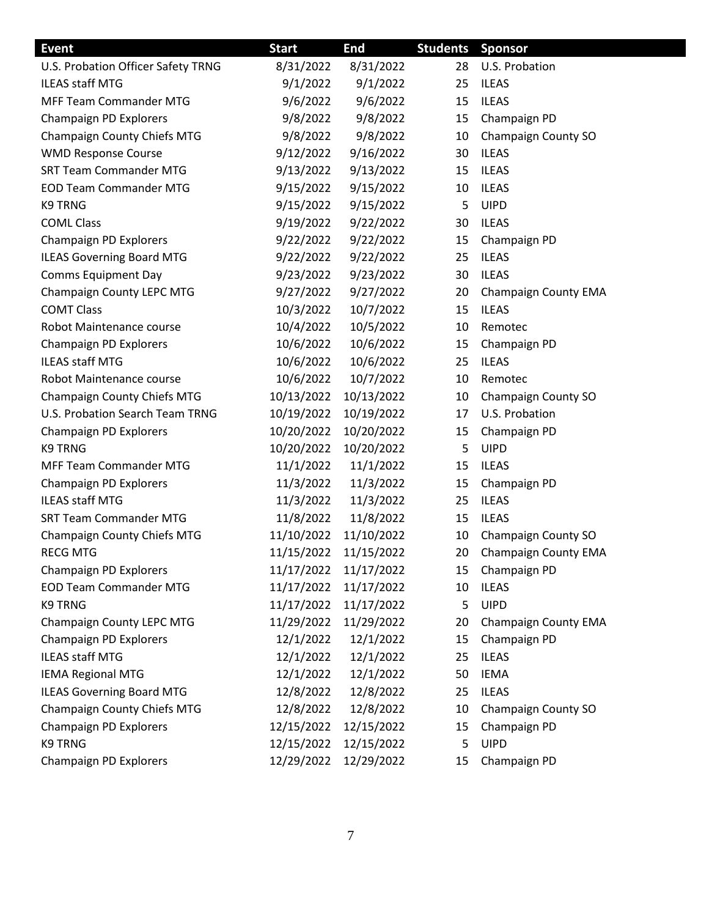| Event | Start | End | Students | Sponsor |
|---|---|---|---|---|
| U.S. Probation Officer Safety TRNG | 8/31/2022 | 8/31/2022 | 28 | U.S. Probation |
| ILEAS staff MTG | 9/1/2022 | 9/1/2022 | 25 | ILEAS |
| MFF Team Commander MTG | 9/6/2022 | 9/6/2022 | 15 | ILEAS |
| Champaign PD Explorers | 9/8/2022 | 9/8/2022 | 15 | Champaign PD |
| Champaign County Chiefs MTG | 9/8/2022 | 9/8/2022 | 10 | Champaign County SO |
| WMD Response Course | 9/12/2022 | 9/16/2022 | 30 | ILEAS |
| SRT Team Commander MTG | 9/13/2022 | 9/13/2022 | 15 | ILEAS |
| EOD Team Commander MTG | 9/15/2022 | 9/15/2022 | 10 | ILEAS |
| K9 TRNG | 9/15/2022 | 9/15/2022 | 5 | UIPD |
| COML Class | 9/19/2022 | 9/22/2022 | 30 | ILEAS |
| Champaign PD Explorers | 9/22/2022 | 9/22/2022 | 15 | Champaign PD |
| ILEAS Governing Board MTG | 9/22/2022 | 9/22/2022 | 25 | ILEAS |
| Comms Equipment Day | 9/23/2022 | 9/23/2022 | 30 | ILEAS |
| Champaign County LEPC MTG | 9/27/2022 | 9/27/2022 | 20 | Champaign County EMA |
| COMT Class | 10/3/2022 | 10/7/2022 | 15 | ILEAS |
| Robot Maintenance course | 10/4/2022 | 10/5/2022 | 10 | Remotec |
| Champaign PD Explorers | 10/6/2022 | 10/6/2022 | 15 | Champaign PD |
| ILEAS staff MTG | 10/6/2022 | 10/6/2022 | 25 | ILEAS |
| Robot Maintenance course | 10/6/2022 | 10/7/2022 | 10 | Remotec |
| Champaign County Chiefs MTG | 10/13/2022 | 10/13/2022 | 10 | Champaign County SO |
| U.S. Probation Search Team TRNG | 10/19/2022 | 10/19/2022 | 17 | U.S. Probation |
| Champaign PD Explorers | 10/20/2022 | 10/20/2022 | 15 | Champaign PD |
| K9 TRNG | 10/20/2022 | 10/20/2022 | 5 | UIPD |
| MFF Team Commander MTG | 11/1/2022 | 11/1/2022 | 15 | ILEAS |
| Champaign PD Explorers | 11/3/2022 | 11/3/2022 | 15 | Champaign PD |
| ILEAS staff MTG | 11/3/2022 | 11/3/2022 | 25 | ILEAS |
| SRT Team Commander MTG | 11/8/2022 | 11/8/2022 | 15 | ILEAS |
| Champaign County Chiefs MTG | 11/10/2022 | 11/10/2022 | 10 | Champaign County SO |
| RECG MTG | 11/15/2022 | 11/15/2022 | 20 | Champaign County EMA |
| Champaign PD Explorers | 11/17/2022 | 11/17/2022 | 15 | Champaign PD |
| EOD Team Commander MTG | 11/17/2022 | 11/17/2022 | 10 | ILEAS |
| K9 TRNG | 11/17/2022 | 11/17/2022 | 5 | UIPD |
| Champaign County LEPC MTG | 11/29/2022 | 11/29/2022 | 20 | Champaign County EMA |
| Champaign PD Explorers | 12/1/2022 | 12/1/2022 | 15 | Champaign PD |
| ILEAS staff MTG | 12/1/2022 | 12/1/2022 | 25 | ILEAS |
| IEMA Regional MTG | 12/1/2022 | 12/1/2022 | 50 | IEMA |
| ILEAS Governing Board MTG | 12/8/2022 | 12/8/2022 | 25 | ILEAS |
| Champaign County Chiefs MTG | 12/8/2022 | 12/8/2022 | 10 | Champaign County SO |
| Champaign PD Explorers | 12/15/2022 | 12/15/2022 | 15 | Champaign PD |
| K9 TRNG | 12/15/2022 | 12/15/2022 | 5 | UIPD |
| Champaign PD Explorers | 12/29/2022 | 12/29/2022 | 15 | Champaign PD |